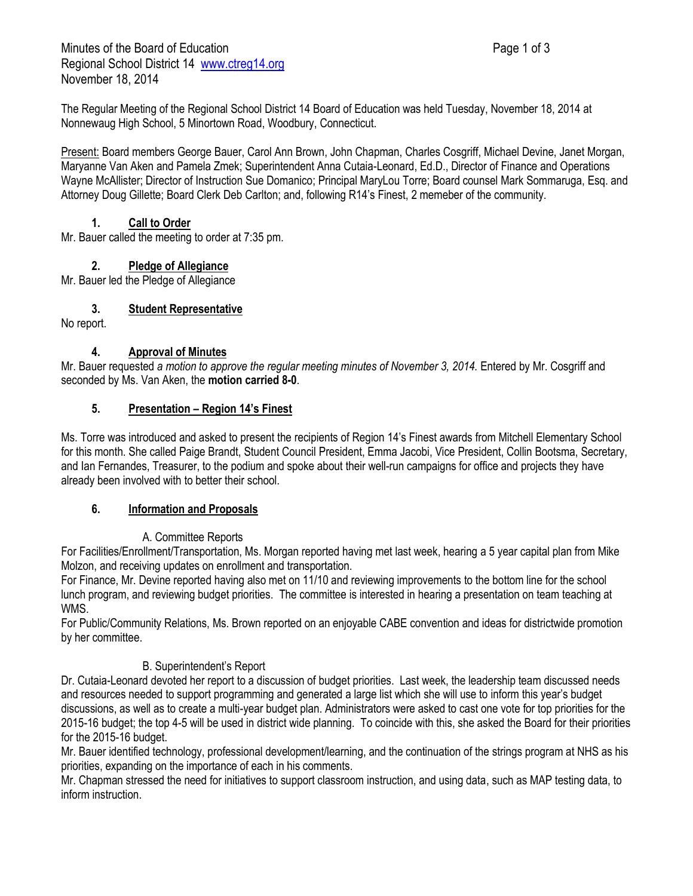Minutes of the Board of Education
Regional School District 14 www.ctreg14.org
November 18, 2014

The Regular Meeting of the Regional School District 14 Board of Education was held Tuesday, November 18, 2014 at Nonnewaug High School, 5 Minortown Road, Woodbury, Connecticut.

Present: Board members George Bauer, Carol Ann Brown, John Chapman, Charles Cosgriff, Michael Devine, Janet Morgan, Maryanne Van Aken and Pamela Zmek; Superintendent Anna Cutaia-Leonard, Ed.D., Director of Finance and Operations Wayne McAllister; Director of Instruction Sue Domanico; Principal MaryLou Torre; Board counsel Mark Sommaruga, Esq. and Attorney Doug Gillette; Board Clerk Deb Carlton; and, following R14's Finest, 2 memeber of the community.

## 1. Call to Order

Mr. Bauer called the meeting to order at 7:35 pm.

## 2. Pledge of Allegiance

Mr. Bauer led the Pledge of Allegiance

## 3. Student Representative

No report.

## 4. Approval of Minutes

Mr. Bauer requested *a motion to approve the regular meeting minutes of November 3, 2014.* Entered by Mr. Cosgriff and seconded by Ms. Van Aken, the **motion carried 8-0**.

## 5. Presentation – Region 14's Finest

Ms. Torre was introduced and asked to present the recipients of Region 14's Finest awards from Mitchell Elementary School for this month. She called Paige Brandt, Student Council President, Emma Jacobi, Vice President, Collin Bootsma, Secretary, and Ian Fernandes, Treasurer, to the podium and spoke about their well-run campaigns for office and projects they have already been involved with to better their school.

## 6. Information and Proposals

### A. Committee Reports

For Facilities/Enrollment/Transportation, Ms. Morgan reported having met last week, hearing a 5 year capital plan from Mike Molzon, and receiving updates on enrollment and transportation.
For Finance, Mr. Devine reported having also met on 11/10 and reviewing improvements to the bottom line for the school lunch program, and reviewing budget priorities. The committee is interested in hearing a presentation on team teaching at WMS.
For Public/Community Relations, Ms. Brown reported on an enjoyable CABE convention and ideas for districtwide promotion by her committee.

### B. Superintendent's Report

Dr. Cutaia-Leonard devoted her report to a discussion of budget priorities. Last week, the leadership team discussed needs and resources needed to support programming and generated a large list which she will use to inform this year's budget discussions, as well as to create a multi-year budget plan. Administrators were asked to cast one vote for top priorities for the 2015-16 budget; the top 4-5 will be used in district wide planning. To coincide with this, she asked the Board for their priorities for the 2015-16 budget.
Mr. Bauer identified technology, professional development/learning, and the continuation of the strings program at NHS as his priorities, expanding on the importance of each in his comments.
Mr. Chapman stressed the need for initiatives to support classroom instruction, and using data, such as MAP testing data, to inform instruction.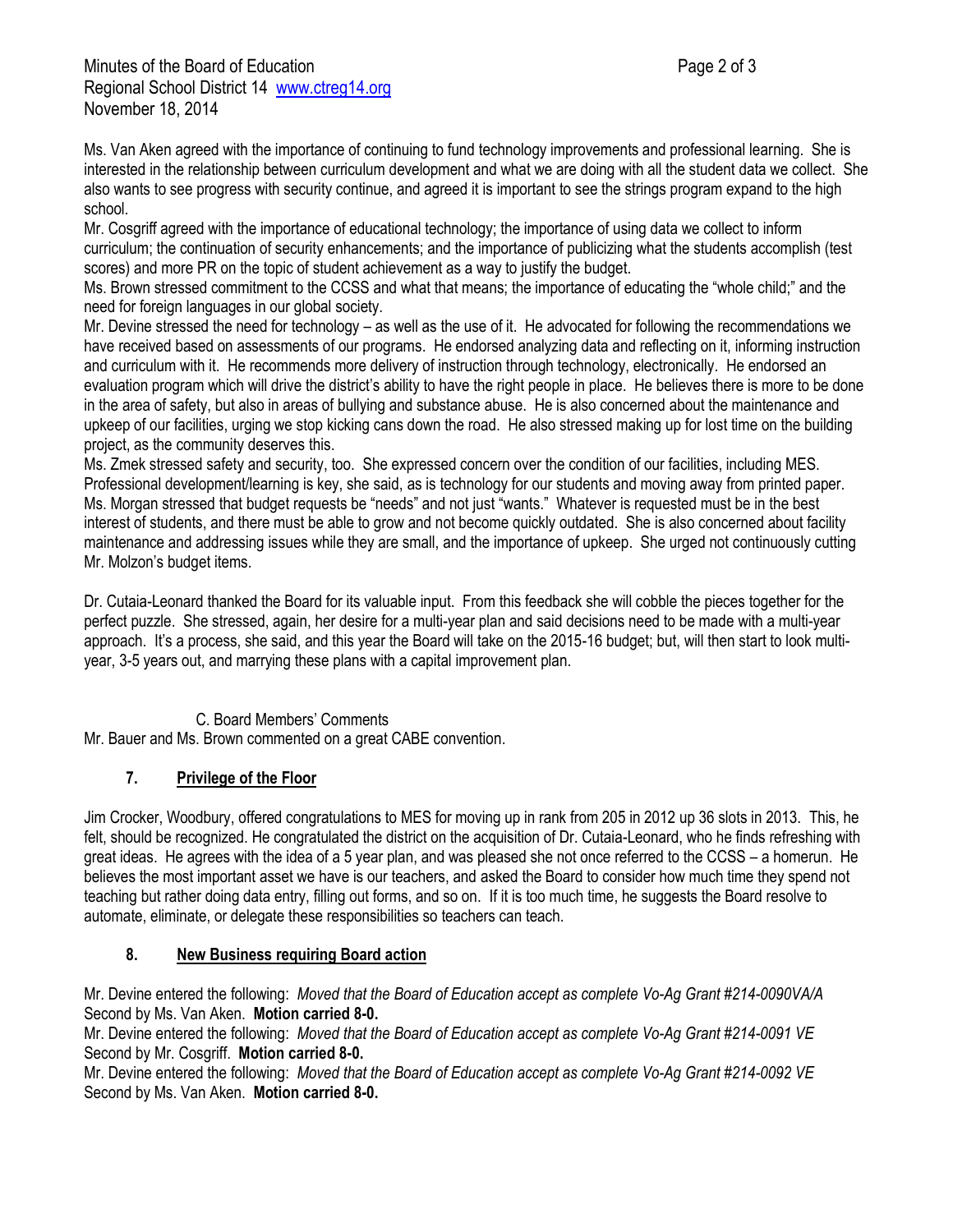Ms. Van Aken agreed with the importance of continuing to fund technology improvements and professional learning. She is interested in the relationship between curriculum development and what we are doing with all the student data we collect. She also wants to see progress with security continue, and agreed it is important to see the strings program expand to the high school.

Mr. Cosgriff agreed with the importance of educational technology; the importance of using data we collect to inform curriculum; the continuation of security enhancements; and the importance of publicizing what the students accomplish (test scores) and more PR on the topic of student achievement as a way to justify the budget.

Ms. Brown stressed commitment to the CCSS and what that means; the importance of educating the "whole child;" and the need for foreign languages in our global society.

Mr. Devine stressed the need for technology – as well as the use of it. He advocated for following the recommendations we have received based on assessments of our programs. He endorsed analyzing data and reflecting on it, informing instruction and curriculum with it. He recommends more delivery of instruction through technology, electronically. He endorsed an evaluation program which will drive the district's ability to have the right people in place. He believes there is more to be done in the area of safety, but also in areas of bullying and substance abuse. He is also concerned about the maintenance and upkeep of our facilities, urging we stop kicking cans down the road. He also stressed making up for lost time on the building project, as the community deserves this.

Ms. Zmek stressed safety and security, too. She expressed concern over the condition of our facilities, including MES. Professional development/learning is key, she said, as is technology for our students and moving away from printed paper.

Ms. Morgan stressed that budget requests be "needs" and not just "wants." Whatever is requested must be in the best interest of students, and there must be able to grow and not become quickly outdated. She is also concerned about facility maintenance and addressing issues while they are small, and the importance of upkeep. She urged not continuously cutting Mr. Molzon's budget items.

Dr. Cutaia-Leonard thanked the Board for its valuable input. From this feedback she will cobble the pieces together for the perfect puzzle. She stressed, again, her desire for a multi-year plan and said decisions need to be made with a multi-year approach. It's a process, she said, and this year the Board will take on the 2015-16 budget; but, will then start to look multi-year, 3-5 years out, and marrying these plans with a capital improvement plan.

C. Board Members' Comments

Mr. Bauer and Ms. Brown commented on a great CABE convention.

## 7. **Privilege of the Floor**

Jim Crocker, Woodbury, offered congratulations to MES for moving up in rank from 205 in 2012 up 36 slots in 2013. This, he felt, should be recognized. He congratulated the district on the acquisition of Dr. Cutaia-Leonard, who he finds refreshing with great ideas. He agrees with the idea of a 5 year plan, and was pleased she not once referred to the CCSS – a homerun. He believes the most important asset we have is our teachers, and asked the Board to consider how much time they spend not teaching but rather doing data entry, filling out forms, and so on. If it is too much time, he suggests the Board resolve to automate, eliminate, or delegate these responsibilities so teachers can teach.

## 8. **New Business requiring Board action**

Mr. Devine entered the following: *Moved that the Board of Education accept as complete Vo-Ag Grant #214-0090VA/A* Second by Ms. Van Aken. **Motion carried 8-0.**

Mr. Devine entered the following: *Moved that the Board of Education accept as complete Vo-Ag Grant #214-0091 VE* Second by Mr. Cosgriff. **Motion carried 8-0.**

Mr. Devine entered the following: *Moved that the Board of Education accept as complete Vo-Ag Grant #214-0092 VE* Second by Ms. Van Aken. **Motion carried 8-0.**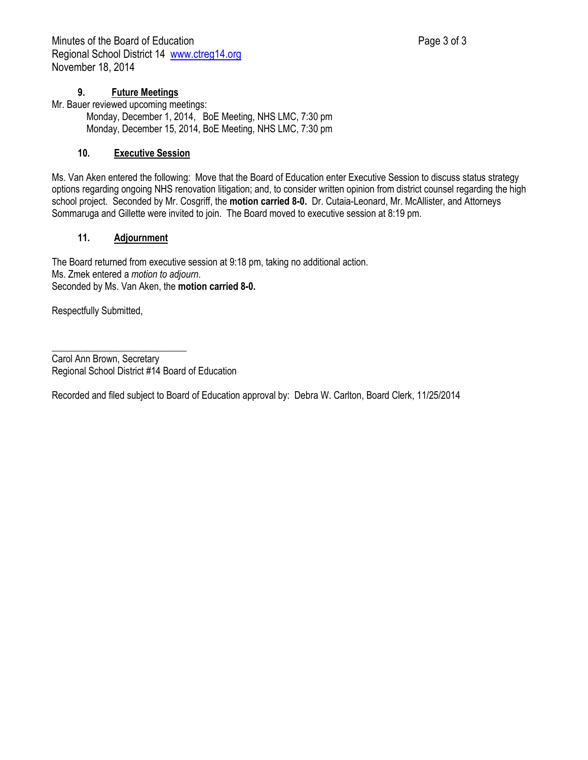### 9. Future Meetings

Mr. Bauer reviewed upcoming meetings:

Monday, December 1, 2014, BoE Meeting, NHS LMC, 7:30 pm
Monday, December 15, 2014, BoE Meeting, NHS LMC, 7:30 pm

### 10. Executive Session

Ms. Van Aken entered the following: Move that the Board of Education enter Executive Session to discuss status strategy options regarding ongoing NHS renovation litigation; and, to consider written opinion from district counsel regarding the high school project. Seconded by Mr. Cosgriff, the **motion carried 8-0.** Dr. Cutaia-Leonard, Mr. McAllister, and Attorneys Sommaruga and Gillette were invited to join. The Board moved to executive session at 8:19 pm.

### 11. Adjournment

The Board returned from executive session at 9:18 pm, taking no additional action.
Ms. Zmek entered a *motion to adjourn*.
Seconded by Ms. Van Aken, the **motion carried 8-0.**

Respectfully Submitted,

\_\_\_\_\_\_\_\_\_\_\_\_\_\_\_\_\_\_\_\_\_\_\_\_\_\_\_\_

Carol Ann Brown, Secretary
Regional School District #14 Board of Education

Recorded and filed subject to Board of Education approval by: Debra W. Carlton, Board Clerk, 11/25/2014